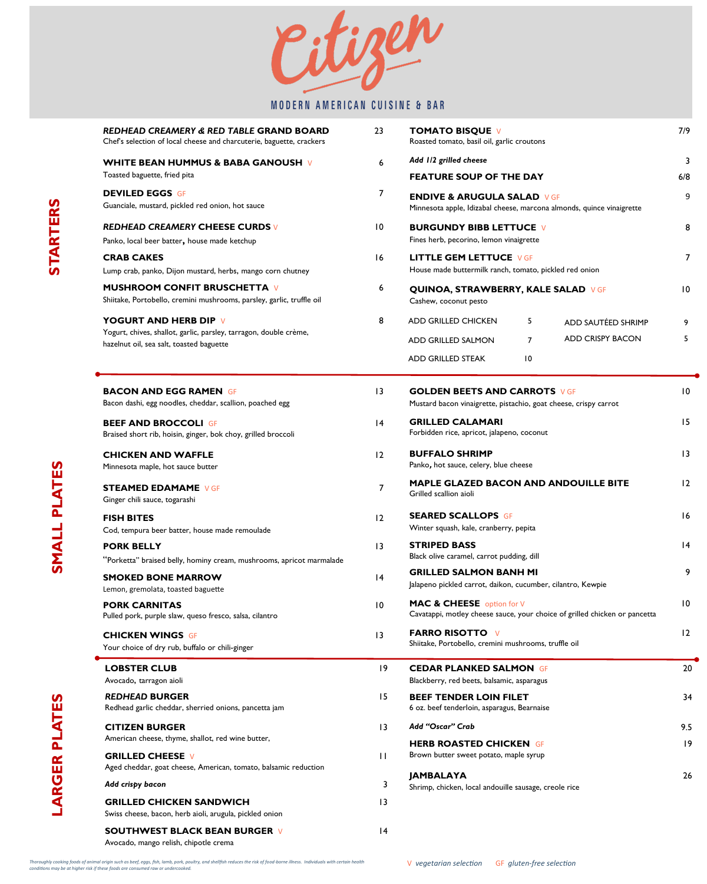# Citizen

MODERN AMERICAN CUISINE & BAR

## STARTERS

***REDHEAD CREAMERY & RED TABLE* GRAND BOARD** 23
Chef's selection of local cheese and charcuterie, baguette, crackers

**WHITE BEAN HUMMUS & BABA GANOUSH** V 6
Toasted baguette, fried pita

**DEVILED EGGS** GF 7
Guanciale, mustard, pickled red onion, hot sauce

***REDHEAD CREAMERY* CHEESE CURDS** V 10
Panko, local beer batter, house made ketchup

**CRAB CAKES** 16
Lump crab, panko, Dijon mustard, herbs, mango corn chutney

**MUSHROOM CONFIT BRUSCHETTA** V 6
Shiitake, Portobello, cremini mushrooms, parsley, garlic, truffle oil

**YOGURT AND HERB DIP** V 8
Yogurt, chives, shallot, garlic, parsley, tarragon, double crème, hazelnut oil, sea salt, toasted baguette

**TOMATO BISQUE** V 7/9
Roasted tomato, basil oil, garlic croutons

***Add 1/2 grilled cheese*** 3

**FEATURE SOUP OF THE DAY** 6/8

**ENDIVE & ARUGULA SALAD** V GF 9
Minnesota apple, Idizabal cheese, marcona almonds, quince vinaigrette

**BURGUNDY BIBB LETTUCE** V 8
Fines herb, pecorino, lemon vinaigrette

**LITTLE GEM LETTUCE** V GF 7
House made buttermilk ranch, tomato, pickled red onion

**QUINOA, STRAWBERRY, KALE SALAD** V GF 10
Cashew, coconut pesto

ADD GRILLED CHICKEN 5
ADD GRILLED SALMON 7
ADD GRILLED STEAK 10
ADD SAUTÉED SHRIMP 9
ADD CRISPY BACON 5

## SMALL PLATES

**BACON AND EGG RAMEN** GF 13
Bacon dashi, egg noodles, cheddar, scallion, poached egg

**BEEF AND BROCCOLI** GF 14
Braised short rib, hoisin, ginger, bok choy, grilled broccoli

**CHICKEN AND WAFFLE** 12
Minnesota maple, hot sauce butter

**STEAMED EDAMAME** V GF 7
Ginger chili sauce, togarashi

**FISH BITES** 12
Cod, tempura beer batter, house made remoulade

**PORK BELLY** 13
"Porketta" braised belly, hominy cream, mushrooms, apricot marmalade

**SMOKED BONE MARROW** 14
Lemon, gremolata, toasted baguette

**PORK CARNITAS** 10
Pulled pork, purple slaw, queso fresco, salsa, cilantro

**CHICKEN WINGS** GF 13
Your choice of dry rub, buffalo or chili-ginger

**GOLDEN BEETS AND CARROTS** V GF 10
Mustard bacon vinaigrette, pistachio, goat cheese, crispy carrot

**GRILLED CALAMARI** 15
Forbidden rice, apricot, jalapeno, coconut

**BUFFALO SHRIMP** 13
Panko, hot sauce, celery, blue cheese

**MAPLE GLAZED BACON AND ANDOUILLE BITE** 12
Grilled scallion aioli

**SEARED SCALLOPS** GF 16
Winter squash, kale, cranberry, pepita

**STRIPED BASS** 14
Black olive caramel, carrot pudding, dill

**GRILLED SALMON BANH MI** 9
Jalapeno pickled carrot, daikon, cucumber, cilantro, Kewpie

**MAC & CHEESE** option for V 10
Cavatappi, motley cheese sauce, your choice of grilled chicken or pancetta

**FARRO RISOTTO** V 12
Shiitake, Portobello, cremini mushrooms, truffle oil

## LARGER PLATES

**LOBSTER CLUB** 19
Avocado, tarragon aioli

***REDHEAD* BURGER** 15
Redhead garlic cheddar, sherried onions, pancetta jam

**CITIZEN BURGER** 13
American cheese, thyme, shallot, red wine butter,

**GRILLED CHEESE** V 11
Aged cheddar, goat cheese, American, tomato, balsamic reduction

***Add crispy bacon*** 3

**GRILLED CHICKEN SANDWICH** 13
Swiss cheese, bacon, herb aioli, arugula, pickled onion

**SOUTHWEST BLACK BEAN BURGER** V 14
Avocado, mango relish, chipotle crema

**CEDAR PLANKED SALMON** GF 20
Blackberry, red beets, balsamic, asparagus

**BEEF TENDER LOIN FILET** 34
6 oz. beef tenderloin, asparagus, Bearnaise

***Add "Oscar" Crab*** 9.5

**HERB ROASTED CHICKEN** GF 19
Brown butter sweet potato, maple syrup

**JAMBALAYA** 26
Shrimp, chicken, local andouille sausage, creole rice

*Thoroughly cooking foods of animal origin such as beef, eggs, fish, lamb, pork, poultry, and shellfish reduces the risk of food-borne illness. Individuals with certain health conditions may be at higher risk if these foods are consumed raw or undercooked.*

V *vegetarian selection* GF *gluten-free selection*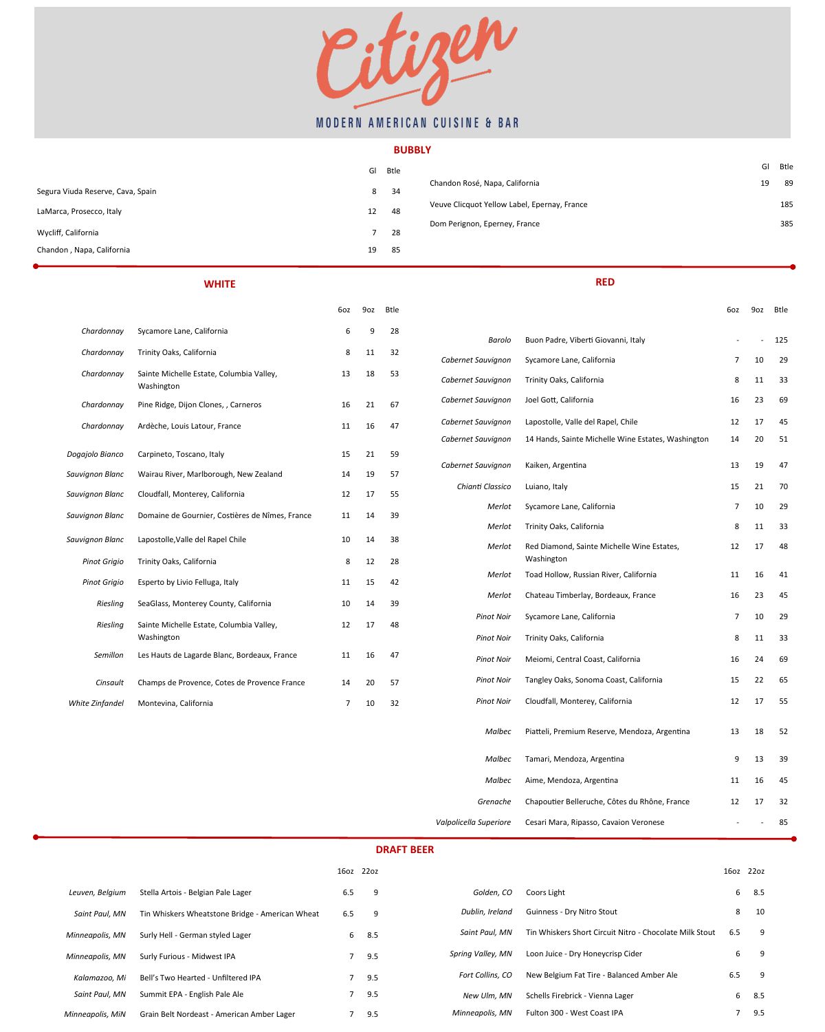# Citizen

MODERN AMERICAN CUISINE & BAR

## BUBBLY

| | Gl | Btle |
|---|---|---|
| Segura Viuda Reserve, Cava, Spain | 8 | 34 |
| LaMarca, Prosecco, Italy | 12 | 48 |
| Wycliff, California | 7 | 28 |
| Chandon , Napa, California | 19 | 85 |
| Chandon Rosé, Napa, California | 19 | 89 |
| Veuve Clicquot Yellow Label, Epernay, France | | 185 |
| Dom Perignon, Eperney, France | | 385 |

## WHITE

| | | 6oz | 9oz | Btle |
|---|---|---|---|---|
| *Chardonnay* | Sycamore Lane, California | 6 | 9 | 28 |
| *Chardonnay* | Trinity Oaks, California | 8 | 11 | 32 |
| *Chardonnay* | Sainte Michelle Estate, Columbia Valley, Washington | 13 | 18 | 53 |
| *Chardonnay* | Pine Ridge, Dijon Clones, , Carneros | 16 | 21 | 67 |
| *Chardonnay* | Ardèche, Louis Latour, France | 11 | 16 | 47 |
| *Dogajolo Bianco* | Carpineto, Toscano, Italy | 15 | 21 | 59 |
| *Sauvignon Blanc* | Wairau River, Marlborough, New Zealand | 14 | 19 | 57 |
| *Sauvignon Blanc* | Cloudfall, Monterey, California | 12 | 17 | 55 |
| *Sauvignon Blanc* | Domaine de Gournier, Costières de Nîmes, France | 11 | 14 | 39 |
| *Sauvignon Blanc* | Lapostolle,Valle del Rapel Chile | 10 | 14 | 38 |
| *Pinot Grigio* | Trinity Oaks, California | 8 | 12 | 28 |
| *Pinot Grigio* | Esperto by Livio Felluga, Italy | 11 | 15 | 42 |
| *Riesling* | SeaGlass, Monterey County, California | 10 | 14 | 39 |
| *Riesling* | Sainte Michelle Estate, Columbia Valley, Washington | 12 | 17 | 48 |
| *Semillon* | Les Hauts de Lagarde Blanc, Bordeaux, France | 11 | 16 | 47 |
| *Cinsault* | Champs de Provence, Cotes de Provence France | 14 | 20 | 57 |
| *White Zinfandel* | Montevina, California | 7 | 10 | 32 |

## RED

| | | 6oz | 9oz | Btle |
|---|---|---|---|---|
| *Barolo* | Buon Padre, Viberti Giovanni, Italy | - | - | 125 |
| *Cabernet Sauvignon* | Sycamore Lane, California | 7 | 10 | 29 |
| *Cabernet Sauvignon* | Trinity Oaks, California | 8 | 11 | 33 |
| *Cabernet Sauvignon* | Joel Gott, California | 16 | 23 | 69 |
| *Cabernet Sauvignon* | Lapostolle, Valle del Rapel, Chile | 12 | 17 | 45 |
| *Cabernet Sauvignon* | 14 Hands, Sainte Michelle Wine Estates, Washington | 14 | 20 | 51 |
| *Cabernet Sauvignon* | Kaiken, Argentina | 13 | 19 | 47 |
| *Chianti Classico* | Luiano, Italy | 15 | 21 | 70 |
| *Merlot* | Sycamore Lane, California | 7 | 10 | 29 |
| *Merlot* | Trinity Oaks, California | 8 | 11 | 33 |
| *Merlot* | Red Diamond, Sainte Michelle Wine Estates, Washington | 12 | 17 | 48 |
| *Merlot* | Toad Hollow, Russian River, California | 11 | 16 | 41 |
| *Merlot* | Chateau Timberlay, Bordeaux, France | 16 | 23 | 45 |
| *Pinot Noir* | Sycamore Lane, California | 7 | 10 | 29 |
| *Pinot Noir* | Trinity Oaks, California | 8 | 11 | 33 |
| *Pinot Noir* | Meiomi, Central Coast, California | 16 | 24 | 69 |
| *Pinot Noir* | Tangley Oaks, Sonoma Coast, California | 15 | 22 | 65 |
| *Pinot Noir* | Cloudfall, Monterey, California | 12 | 17 | 55 |
| *Malbec* | Piatteli, Premium Reserve, Mendoza, Argentina | 13 | 18 | 52 |
| *Malbec* | Tamari, Mendoza, Argentina | 9 | 13 | 39 |
| *Malbec* | Aime, Mendoza, Argentina | 11 | 16 | 45 |
| *Grenache* | Chapoutier Belleruche, Côtes du Rhône, France | 12 | 17 | 32 |
| *Valpolicella Superiore* | Cesari Mara, Ripasso, Cavaion Veronese | - | - | 85 |

## DRAFT BEER

| | | 16oz | 22oz |
|---|---|---|---|
| *Leuven, Belgium* | Stella Artois - Belgian Pale Lager | 6.5 | 9 |
| *Saint Paul, MN* | Tin Whiskers Wheatstone Bridge - American Wheat | 6.5 | 9 |
| *Minneapolis, MN* | Surly Hell - German styled Lager | 6 | 8.5 |
| *Minneapolis, MN* | Surly Furious - Midwest IPA | 7 | 9.5 |
| *Kalamazoo, Mi* | Bell's Two Hearted - Unfiltered IPA | 7 | 9.5 |
| *Saint Paul, MN* | Summit EPA - English Pale Ale | 7 | 9.5 |
| *Minneapolis, MiN* | Grain Belt Nordeast - American Amber Lager | 7 | 9.5 |
| *Golden, CO* | Coors Light | 6 | 8.5 |
| *Dublin, Ireland* | Guinness - Dry Nitro Stout | 8 | 10 |
| *Saint Paul, MN* | Tin Whiskers Short Circuit Nitro - Chocolate Milk Stout | 6.5 | 9 |
| *Spring Valley, MN* | Loon Juice - Dry Honeycrisp Cider | 6 | 9 |
| *Fort Collins, CO* | New Belgium Fat Tire - Balanced Amber Ale | 6.5 | 9 |
| *New Ulm, MN* | Schells Firebrick - Vienna Lager | 6 | 8.5 |
| *Minneapolis, MN* | Fulton 300 - West Coast IPA | 7 | 9.5 |